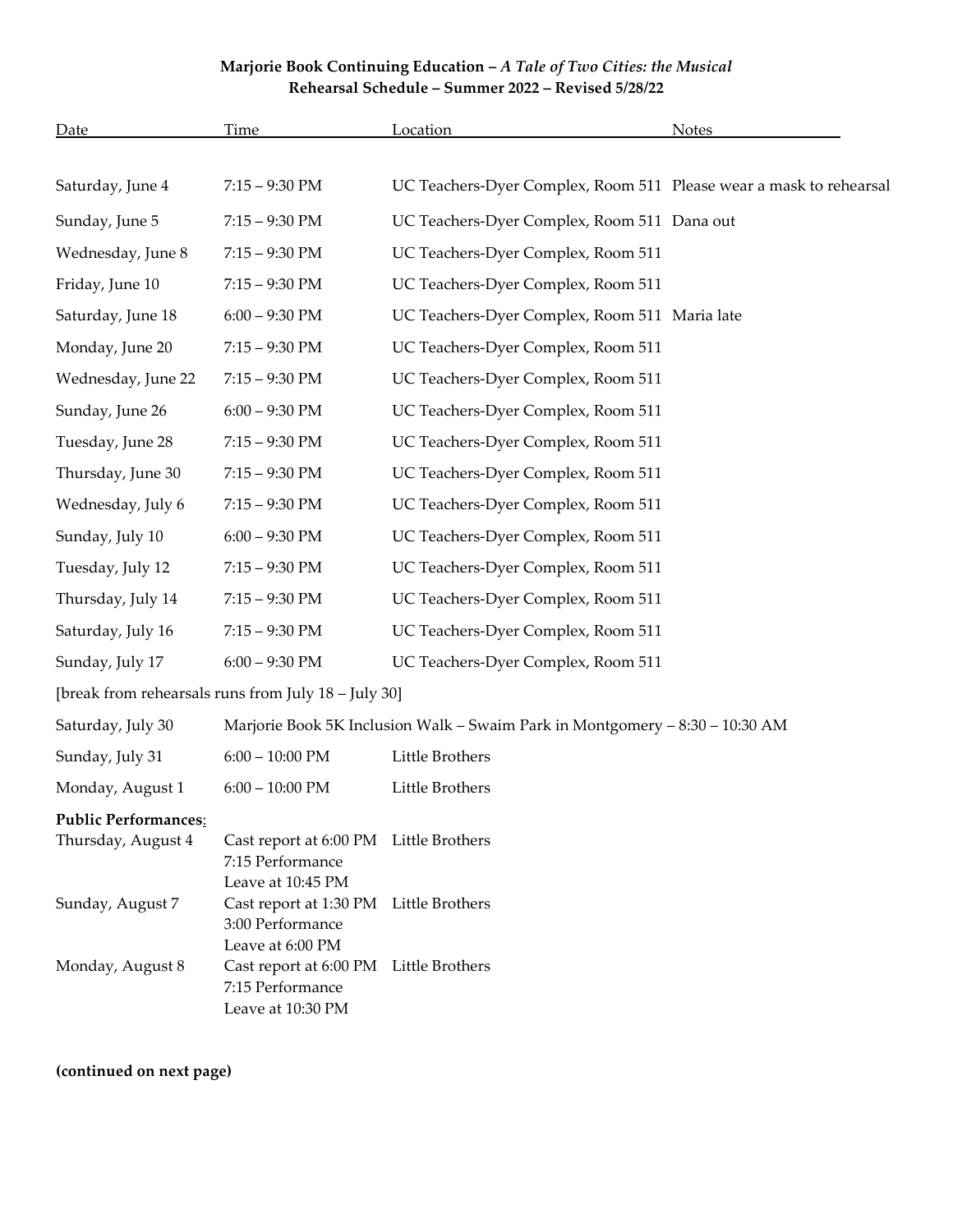**Marjorie Book Continuing Education – *A Tale of Two Cities: the Musical***
**Rehearsal Schedule – Summer 2022 – Revised 5/28/22**

| Date | Time | Location | Notes |
|---|---|---|---|
| Saturday, June 4 | 7:15 – 9:30 PM | UC Teachers-Dyer Complex, Room 511 | Please wear a mask to rehearsal |
| Sunday, June 5 | 7:15 – 9:30 PM | UC Teachers-Dyer Complex, Room 511 | Dana out |
| Wednesday, June 8 | 7:15 – 9:30 PM | UC Teachers-Dyer Complex, Room 511 | |
| Friday, June 10 | 7:15 – 9:30 PM | UC Teachers-Dyer Complex, Room 511 | |
| Saturday, June 18 | 6:00 – 9:30 PM | UC Teachers-Dyer Complex, Room 511 | Maria late |
| Monday, June 20 | 7:15 – 9:30 PM | UC Teachers-Dyer Complex, Room 511 | |
| Wednesday, June 22 | 7:15 – 9:30 PM | UC Teachers-Dyer Complex, Room 511 | |
| Sunday, June 26 | 6:00 – 9:30 PM | UC Teachers-Dyer Complex, Room 511 | |
| Tuesday, June 28 | 7:15 – 9:30 PM | UC Teachers-Dyer Complex, Room 511 | |
| Thursday, June 30 | 7:15 – 9:30 PM | UC Teachers-Dyer Complex, Room 511 | |
| Wednesday, July 6 | 7:15 – 9:30 PM | UC Teachers-Dyer Complex, Room 511 | |
| Sunday, July 10 | 6:00 – 9:30 PM | UC Teachers-Dyer Complex, Room 511 | |
| Tuesday, July 12 | 7:15 – 9:30 PM | UC Teachers-Dyer Complex, Room 511 | |
| Thursday, July 14 | 7:15 – 9:30 PM | UC Teachers-Dyer Complex, Room 511 | |
| Saturday, July 16 | 7:15 – 9:30 PM | UC Teachers-Dyer Complex, Room 511 | |
| Sunday, July 17 | 6:00 – 9:30 PM | UC Teachers-Dyer Complex, Room 511 | |
| [break from rehearsals runs from July 18 – July 30] | | | |
| Saturday, July 30 | Marjorie Book 5K Inclusion Walk – Swaim Park in Montgomery – 8:30 – 10:30 AM | | |
| Sunday, July 31 | 6:00 – 10:00 PM | Little Brothers | |
| Monday, August 1 | 6:00 – 10:00 PM | Little Brothers | |
| **Public Performances:** | | | |
| Thursday, August 4 | Cast report at 6:00 PM<br>7:15 Performance<br>Leave at 10:45 PM | Little Brothers | |
| Sunday, August 7 | Cast report at 1:30 PM<br>3:00 Performance<br>Leave at 6:00 PM | Little Brothers | |
| Monday, August 8 | Cast report at 6:00 PM<br>7:15 Performance<br>Leave at 10:30 PM | Little Brothers | |

**(continued on next page)**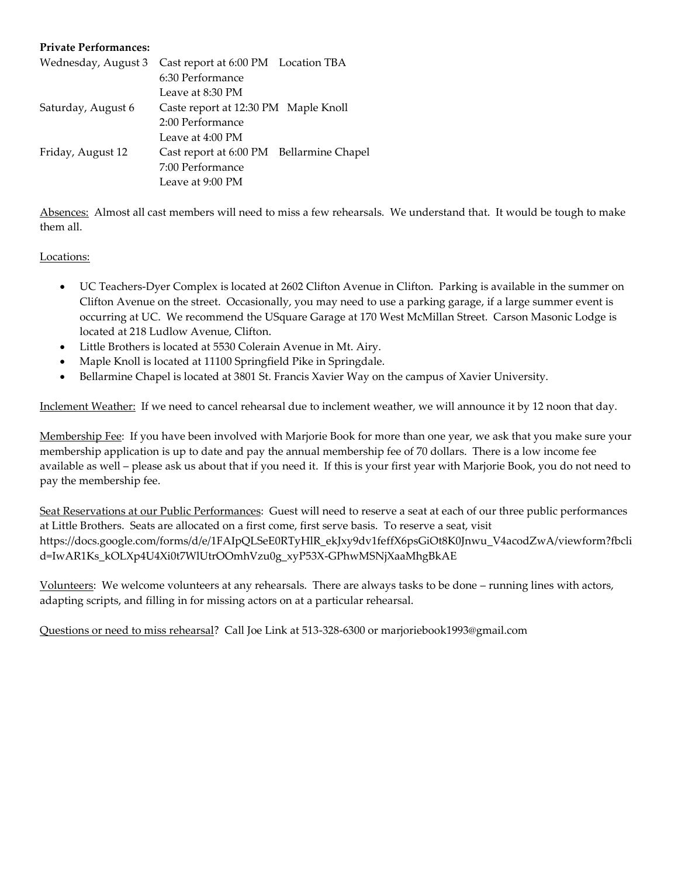**Private Performances:**

| | | |
|---|---|---|
| Wednesday, August 3 | Cast report at 6:00 PM | Location TBA |
| | 6:30 Performance | |
| | Leave at 8:30 PM | |
| Saturday, August 6 | Caste report at 12:30 PM | Maple Knoll |
| | 2:00 Performance | |
| | Leave at 4:00 PM | |
| Friday, August 12 | Cast report at 6:00 PM | Bellarmine Chapel |
| | 7:00 Performance | |
| | Leave at 9:00 PM | |

<u>Absences:</u> Almost all cast members will need to miss a few rehearsals. We understand that. It would be tough to make them all.

<u>Locations:</u>

- UC Teachers-Dyer Complex is located at 2602 Clifton Avenue in Clifton. Parking is available in the summer on Clifton Avenue on the street. Occasionally, you may need to use a parking garage, if a large summer event is occurring at UC. We recommend the USquare Garage at 170 West McMillan Street. Carson Masonic Lodge is located at 218 Ludlow Avenue, Clifton.
- Little Brothers is located at 5530 Colerain Avenue in Mt. Airy.
- Maple Knoll is located at 11100 Springfield Pike in Springdale.
- Bellarmine Chapel is located at 3801 St. Francis Xavier Way on the campus of Xavier University.

<u>Inclement Weather:</u> If we need to cancel rehearsal due to inclement weather, we will announce it by 12 noon that day.

<u>Membership Fee</u>: If you have been involved with Marjorie Book for more than one year, we ask that you make sure your membership application is up to date and pay the annual membership fee of 70 dollars. There is a low income fee available as well – please ask us about that if you need it. If this is your first year with Marjorie Book, you do not need to pay the membership fee.

<u>Seat Reservations at our Public Performances</u>: Guest will need to reserve a seat at each of our three public performances at Little Brothers. Seats are allocated on a first come, first serve basis. To reserve a seat, visit https://docs.google.com/forms/d/e/1FAIpQLSeE0RTyHlR_ekJxy9dv1feffX6psGiOt8K0Jnwu_V4acodZwA/viewform?fbclid=IwAR1Ks_kOLXp4U4Xi0t7WlUtrOOmhVzu0g_xyP53X-GPhwMSNjXaaMhgBkAE

<u>Volunteers</u>: We welcome volunteers at any rehearsals. There are always tasks to be done – running lines with actors, adapting scripts, and filling in for missing actors on at a particular rehearsal.

<u>Questions or need to miss rehearsal</u>? Call Joe Link at 513-328-6300 or marjoriebook1993@gmail.com